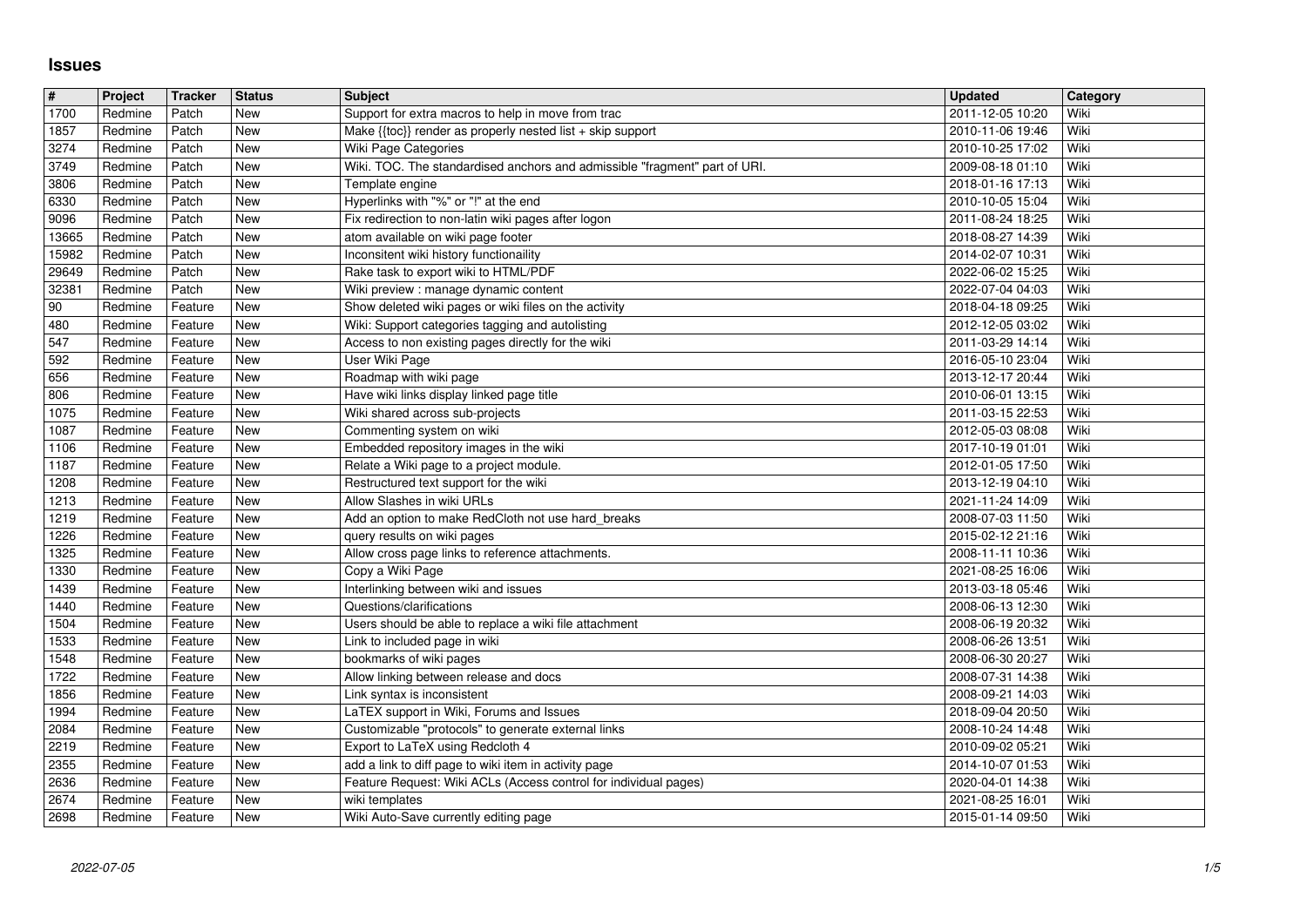# Issues

| # | Project | Tracker | Status | Subject | Updated | Category |
|---|---|---|---|---|---|---|
| 1700 | Redmine | Patch | New | Support for extra macros to help in move from trac | 2011-12-05 10:20 | Wiki |
| 1857 | Redmine | Patch | New | Make {{toc}} render as properly nested list + skip support | 2010-11-06 19:46 | Wiki |
| 3274 | Redmine | Patch | New | Wiki Page Categories | 2010-10-25 17:02 | Wiki |
| 3749 | Redmine | Patch | New | Wiki. TOC. The standardised anchors and admissible "fragment" part of URI. | 2009-08-18 01:10 | Wiki |
| 3806 | Redmine | Patch | New | Template engine | 2018-01-16 17:13 | Wiki |
| 6330 | Redmine | Patch | New | Hyperlinks with "%" or "!" at the end | 2010-10-05 15:04 | Wiki |
| 9096 | Redmine | Patch | New | Fix redirection to non-latin wiki pages after logon | 2011-08-24 18:25 | Wiki |
| 13665 | Redmine | Patch | New | atom available on wiki page footer | 2018-08-27 14:39 | Wiki |
| 15982 | Redmine | Patch | New | Inconsitent wiki history functionaility | 2014-02-07 10:31 | Wiki |
| 29649 | Redmine | Patch | New | Rake task to export wiki to HTML/PDF | 2022-06-02 15:25 | Wiki |
| 32381 | Redmine | Patch | New | Wiki preview : manage dynamic content | 2022-07-04 04:03 | Wiki |
| 90 | Redmine | Feature | New | Show deleted wiki pages or wiki files on the activity | 2018-04-18 09:25 | Wiki |
| 480 | Redmine | Feature | New | Wiki: Support categories tagging and autolisting | 2012-12-05 03:02 | Wiki |
| 547 | Redmine | Feature | New | Access to non existing pages directly for the wiki | 2011-03-29 14:14 | Wiki |
| 592 | Redmine | Feature | New | User Wiki Page | 2016-05-10 23:04 | Wiki |
| 656 | Redmine | Feature | New | Roadmap with wiki page | 2013-12-17 20:44 | Wiki |
| 806 | Redmine | Feature | New | Have wiki links display linked page title | 2010-06-01 13:15 | Wiki |
| 1075 | Redmine | Feature | New | Wiki shared across sub-projects | 2011-03-15 22:53 | Wiki |
| 1087 | Redmine | Feature | New | Commenting system on wiki | 2012-05-03 08:08 | Wiki |
| 1106 | Redmine | Feature | New | Embedded repository images in the wiki | 2017-10-19 01:01 | Wiki |
| 1187 | Redmine | Feature | New | Relate a Wiki page to a project module. | 2012-01-05 17:50 | Wiki |
| 1208 | Redmine | Feature | New | Restructured text support for the wiki | 2013-12-19 04:10 | Wiki |
| 1213 | Redmine | Feature | New | Allow Slashes in wiki URLs | 2021-11-24 14:09 | Wiki |
| 1219 | Redmine | Feature | New | Add an option to make RedCloth not use hard_breaks | 2008-07-03 11:50 | Wiki |
| 1226 | Redmine | Feature | New | query results on wiki pages | 2015-02-12 21:16 | Wiki |
| 1325 | Redmine | Feature | New | Allow cross page links to reference attachments. | 2008-11-11 10:36 | Wiki |
| 1330 | Redmine | Feature | New | Copy a Wiki Page | 2021-08-25 16:06 | Wiki |
| 1439 | Redmine | Feature | New | Interlinking between wiki and issues | 2013-03-18 05:46 | Wiki |
| 1440 | Redmine | Feature | New | Questions/clarifications | 2008-06-13 12:30 | Wiki |
| 1504 | Redmine | Feature | New | Users should be able to replace a wiki file attachment | 2008-06-19 20:32 | Wiki |
| 1533 | Redmine | Feature | New | Link to included page in wiki | 2008-06-26 13:51 | Wiki |
| 1548 | Redmine | Feature | New | bookmarks of wiki pages | 2008-06-30 20:27 | Wiki |
| 1722 | Redmine | Feature | New | Allow linking between release and docs | 2008-07-31 14:38 | Wiki |
| 1856 | Redmine | Feature | New | Link syntax is inconsistent | 2008-09-21 14:03 | Wiki |
| 1994 | Redmine | Feature | New | LaTEX support in Wiki, Forums and Issues | 2018-09-04 20:50 | Wiki |
| 2084 | Redmine | Feature | New | Customizable "protocols" to generate external links | 2008-10-24 14:48 | Wiki |
| 2219 | Redmine | Feature | New | Export to LaTeX using Redcloth 4 | 2010-09-02 05:21 | Wiki |
| 2355 | Redmine | Feature | New | add a link to diff page to wiki item in activity page | 2014-10-07 01:53 | Wiki |
| 2636 | Redmine | Feature | New | Feature Request: Wiki ACLs (Access control for individual pages) | 2020-04-01 14:38 | Wiki |
| 2674 | Redmine | Feature | New | wiki templates | 2021-08-25 16:01 | Wiki |
| 2698 | Redmine | Feature | New | Wiki Auto-Save currently editing page | 2015-01-14 09:50 | Wiki |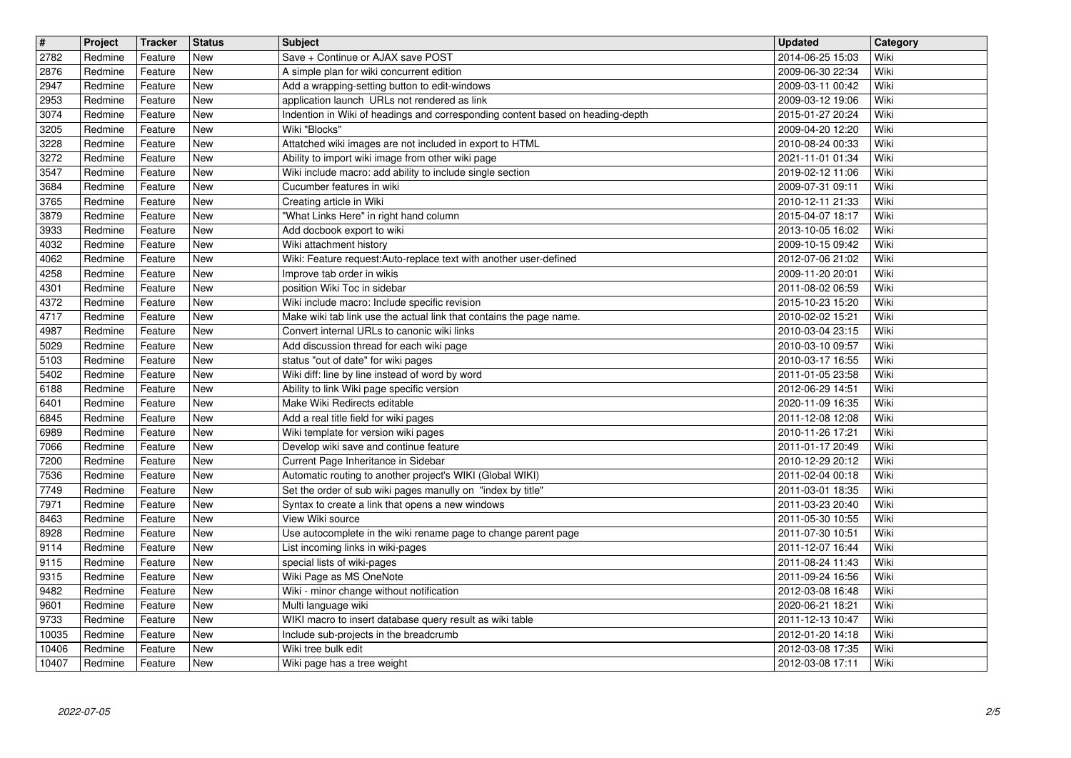| # | Project | Tracker | Status | Subject | Updated | Category |
|---|---|---|---|---|---|---|
| 2782 | Redmine | Feature | New | Save + Continue or AJAX save POST | 2014-06-25 15:03 | Wiki |
| 2876 | Redmine | Feature | New | A simple plan for wiki concurrent edition | 2009-06-30 22:34 | Wiki |
| 2947 | Redmine | Feature | New | Add a wrapping-setting button to edit-windows | 2009-03-11 00:42 | Wiki |
| 2953 | Redmine | Feature | New | application launch URLs not rendered as link | 2009-03-12 19:06 | Wiki |
| 3074 | Redmine | Feature | New | Indention in Wiki of headings and corresponding content based on heading-depth | 2015-01-27 20:24 | Wiki |
| 3205 | Redmine | Feature | New | Wiki "Blocks" | 2009-04-20 12:20 | Wiki |
| 3228 | Redmine | Feature | New | Attatched wiki images are not included in export to HTML | 2010-08-24 00:33 | Wiki |
| 3272 | Redmine | Feature | New | Ability to import wiki image from other wiki page | 2021-11-01 01:34 | Wiki |
| 3547 | Redmine | Feature | New | Wiki include macro: add ability to include single section | 2019-02-12 11:06 | Wiki |
| 3684 | Redmine | Feature | New | Cucumber features in wiki | 2009-07-31 09:11 | Wiki |
| 3765 | Redmine | Feature | New | Creating article in Wiki | 2010-12-11 21:33 | Wiki |
| 3879 | Redmine | Feature | New | "What Links Here" in right hand column | 2015-04-07 18:17 | Wiki |
| 3933 | Redmine | Feature | New | Add docbook export to wiki | 2013-10-05 16:02 | Wiki |
| 4032 | Redmine | Feature | New | Wiki attachment history | 2009-10-15 09:42 | Wiki |
| 4062 | Redmine | Feature | New | Wiki: Feature request:Auto-replace text with another user-defined | 2012-07-06 21:02 | Wiki |
| 4258 | Redmine | Feature | New | Improve tab order in wikis | 2009-11-20 20:01 | Wiki |
| 4301 | Redmine | Feature | New | position Wiki Toc in sidebar | 2011-08-02 06:59 | Wiki |
| 4372 | Redmine | Feature | New | Wiki include macro: Include specific revision | 2015-10-23 15:20 | Wiki |
| 4717 | Redmine | Feature | New | Make wiki tab link use the actual link that contains the page name. | 2010-02-02 15:21 | Wiki |
| 4987 | Redmine | Feature | New | Convert internal URLs to canonic wiki links | 2010-03-04 23:15 | Wiki |
| 5029 | Redmine | Feature | New | Add discussion thread for each wiki page | 2010-03-10 09:57 | Wiki |
| 5103 | Redmine | Feature | New | status "out of date" for wiki pages | 2010-03-17 16:55 | Wiki |
| 5402 | Redmine | Feature | New | Wiki diff: line by line instead of word by word | 2011-01-05 23:58 | Wiki |
| 6188 | Redmine | Feature | New | Ability to link Wiki page specific version | 2012-06-29 14:51 | Wiki |
| 6401 | Redmine | Feature | New | Make Wiki Redirects editable | 2020-11-09 16:35 | Wiki |
| 6845 | Redmine | Feature | New | Add a real title field for wiki pages | 2011-12-08 12:08 | Wiki |
| 6989 | Redmine | Feature | New | Wiki template for version wiki pages | 2010-11-26 17:21 | Wiki |
| 7066 | Redmine | Feature | New | Develop wiki save and continue feature | 2011-01-17 20:49 | Wiki |
| 7200 | Redmine | Feature | New | Current Page Inheritance in Sidebar | 2010-12-29 20:12 | Wiki |
| 7536 | Redmine | Feature | New | Automatic routing to another project's WIKI (Global WIKI) | 2011-02-04 00:18 | Wiki |
| 7749 | Redmine | Feature | New | Set the order of sub wiki pages manully on "index by title" | 2011-03-01 18:35 | Wiki |
| 7971 | Redmine | Feature | New | Syntax to create a link that opens a new windows | 2011-03-23 20:40 | Wiki |
| 8463 | Redmine | Feature | New | View Wiki source | 2011-05-30 10:55 | Wiki |
| 8928 | Redmine | Feature | New | Use autocomplete in the wiki rename page to change parent page | 2011-07-30 10:51 | Wiki |
| 9114 | Redmine | Feature | New | List incoming links in wiki-pages | 2011-12-07 16:44 | Wiki |
| 9115 | Redmine | Feature | New | special lists of wiki-pages | 2011-08-24 11:43 | Wiki |
| 9315 | Redmine | Feature | New | Wiki Page as MS OneNote | 2011-09-24 16:56 | Wiki |
| 9482 | Redmine | Feature | New | Wiki - minor change without notification | 2012-03-08 16:48 | Wiki |
| 9601 | Redmine | Feature | New | Multi language wiki | 2020-06-21 18:21 | Wiki |
| 9733 | Redmine | Feature | New | WIKI macro to insert database query result as wiki table | 2011-12-13 10:47 | Wiki |
| 10035 | Redmine | Feature | New | Include sub-projects in the breadcrumb | 2012-01-20 14:18 | Wiki |
| 10406 | Redmine | Feature | New | Wiki tree bulk edit | 2012-03-08 17:35 | Wiki |
| 10407 | Redmine | Feature | New | Wiki page has a tree weight | 2012-03-08 17:11 | Wiki |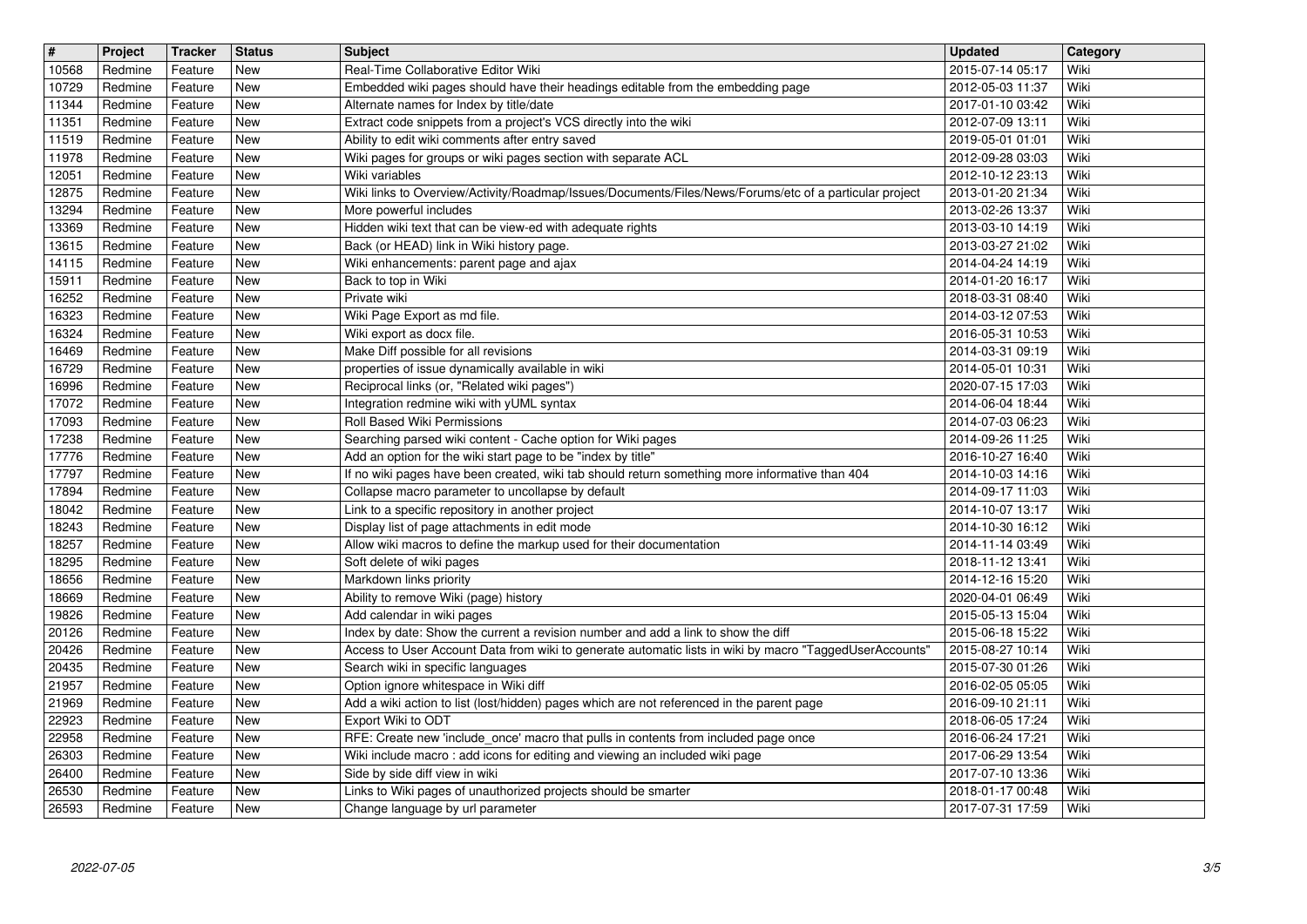| # | Project | Tracker | Status | Subject | Updated | Category |
| --- | --- | --- | --- | --- | --- | --- |
| 10568 | Redmine | Feature | New | Real-Time Collaborative Editor Wiki | 2015-07-14 05:17 | Wiki |
| 10729 | Redmine | Feature | New | Embedded wiki pages should have their headings editable from the embedding page | 2012-05-03 11:37 | Wiki |
| 11344 | Redmine | Feature | New | Alternate names for Index by title/date | 2017-01-10 03:42 | Wiki |
| 11351 | Redmine | Feature | New | Extract code snippets from a project's VCS directly into the wiki | 2012-07-09 13:11 | Wiki |
| 11519 | Redmine | Feature | New | Ability to edit wiki comments after entry saved | 2019-05-01 01:01 | Wiki |
| 11978 | Redmine | Feature | New | Wiki pages for groups or wiki pages section with separate ACL | 2012-09-28 03:03 | Wiki |
| 12051 | Redmine | Feature | New | Wiki variables | 2012-10-12 23:13 | Wiki |
| 12875 | Redmine | Feature | New | Wiki links to Overview/Activity/Roadmap/Issues/Documents/Files/News/Forums/etc of a particular project | 2013-01-20 21:34 | Wiki |
| 13294 | Redmine | Feature | New | More powerful includes | 2013-02-26 13:37 | Wiki |
| 13369 | Redmine | Feature | New | Hidden wiki text that can be view-ed with adequate rights | 2013-03-10 14:19 | Wiki |
| 13615 | Redmine | Feature | New | Back (or HEAD) link in Wiki history page. | 2013-03-27 21:02 | Wiki |
| 14115 | Redmine | Feature | New | Wiki enhancements: parent page and ajax | 2014-04-24 14:19 | Wiki |
| 15911 | Redmine | Feature | New | Back to top in Wiki | 2014-01-20 16:17 | Wiki |
| 16252 | Redmine | Feature | New | Private wiki | 2018-03-31 08:40 | Wiki |
| 16323 | Redmine | Feature | New | Wiki Page Export as md file. | 2014-03-12 07:53 | Wiki |
| 16324 | Redmine | Feature | New | Wiki export as docx file. | 2016-05-31 10:53 | Wiki |
| 16469 | Redmine | Feature | New | Make Diff possible for all revisions | 2014-03-31 09:19 | Wiki |
| 16729 | Redmine | Feature | New | properties of issue dynamically available in wiki | 2014-05-01 10:31 | Wiki |
| 16996 | Redmine | Feature | New | Reciprocal links (or, "Related wiki pages") | 2020-07-15 17:03 | Wiki |
| 17072 | Redmine | Feature | New | Integration redmine wiki with yUML syntax | 2014-06-04 18:44 | Wiki |
| 17093 | Redmine | Feature | New | Roll Based Wiki Permissions | 2014-07-03 06:23 | Wiki |
| 17238 | Redmine | Feature | New | Searching parsed wiki content - Cache option for Wiki pages | 2014-09-26 11:25 | Wiki |
| 17776 | Redmine | Feature | New | Add an option for the wiki start page to be "index by title" | 2016-10-27 16:40 | Wiki |
| 17797 | Redmine | Feature | New | If no wiki pages have been created, wiki tab should return something more informative than 404 | 2014-10-03 14:16 | Wiki |
| 17894 | Redmine | Feature | New | Collapse macro parameter to uncollapse by default | 2014-09-17 11:03 | Wiki |
| 18042 | Redmine | Feature | New | Link to a specific repository in another project | 2014-10-07 13:17 | Wiki |
| 18243 | Redmine | Feature | New | Display list of page attachments in edit mode | 2014-10-30 16:12 | Wiki |
| 18257 | Redmine | Feature | New | Allow wiki macros to define the markup used for their documentation | 2014-11-14 03:49 | Wiki |
| 18295 | Redmine | Feature | New | Soft delete of wiki pages | 2018-11-12 13:41 | Wiki |
| 18656 | Redmine | Feature | New | Markdown links priority | 2014-12-16 15:20 | Wiki |
| 18669 | Redmine | Feature | New | Ability to remove Wiki (page) history | 2020-04-01 06:49 | Wiki |
| 19826 | Redmine | Feature | New | Add calendar in wiki pages | 2015-05-13 15:04 | Wiki |
| 20126 | Redmine | Feature | New | Index by date: Show the current a revision number and add a link to show the diff | 2015-06-18 15:22 | Wiki |
| 20426 | Redmine | Feature | New | Access to User Account Data from wiki to generate automatic lists in wiki by macro "TaggedUserAccounts" | 2015-08-27 10:14 | Wiki |
| 20435 | Redmine | Feature | New | Search wiki in specific languages | 2015-07-30 01:26 | Wiki |
| 21957 | Redmine | Feature | New | Option ignore whitespace in Wiki diff | 2016-02-05 05:05 | Wiki |
| 21969 | Redmine | Feature | New | Add a wiki action to list (lost/hidden) pages which are not referenced in the parent page | 2016-09-10 21:11 | Wiki |
| 22923 | Redmine | Feature | New | Export Wiki to ODT | 2018-06-05 17:24 | Wiki |
| 22958 | Redmine | Feature | New | RFE: Create new 'include_once' macro that pulls in contents from included page once | 2016-06-24 17:21 | Wiki |
| 26303 | Redmine | Feature | New | Wiki include macro : add icons for editing and viewing an included wiki page | 2017-06-29 13:54 | Wiki |
| 26400 | Redmine | Feature | New | Side by side diff view in wiki | 2017-07-10 13:36 | Wiki |
| 26530 | Redmine | Feature | New | Links to Wiki pages of unauthorized projects should be smarter | 2018-01-17 00:48 | Wiki |
| 26593 | Redmine | Feature | New | Change language by url parameter | 2017-07-31 17:59 | Wiki |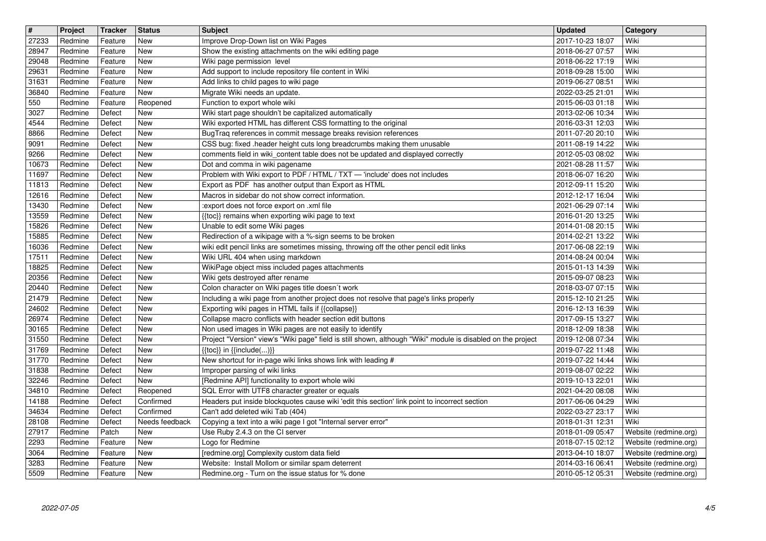| # | Project | Tracker | Status | Subject | Updated | Category |
| --- | --- | --- | --- | --- | --- | --- |
| 27233 | Redmine | Feature | New | Improve Drop-Down list on Wiki Pages | 2017-10-23 18:07 | Wiki |
| 28947 | Redmine | Feature | New | Show the existing attachments on the wiki editing page | 2018-06-27 07:57 | Wiki |
| 29048 | Redmine | Feature | New | Wiki page permission level | 2018-06-22 17:19 | Wiki |
| 29631 | Redmine | Feature | New | Add support to include repository file content in Wiki | 2018-09-28 15:00 | Wiki |
| 31631 | Redmine | Feature | New | Add links to child pages to wiki page | 2019-06-27 08:51 | Wiki |
| 36840 | Redmine | Feature | New | Migrate Wiki needs an update. | 2022-03-25 21:01 | Wiki |
| 550 | Redmine | Feature | Reopened | Function to export whole wiki | 2015-06-03 01:18 | Wiki |
| 3027 | Redmine | Defect | New | Wiki start page shouldn't be capitalized automatically | 2013-02-06 10:34 | Wiki |
| 4544 | Redmine | Defect | New | Wiki exported HTML has different CSS formatting to the original | 2016-03-31 12:03 | Wiki |
| 8866 | Redmine | Defect | New | BugTraq references in commit message breaks revision references | 2011-07-20 20:10 | Wiki |
| 9091 | Redmine | Defect | New | CSS bug: fixed .header height cuts long breadcrumbs making them unusable | 2011-08-19 14:22 | Wiki |
| 9266 | Redmine | Defect | New | comments field in wiki_content table does not be updated and displayed correctly | 2012-05-03 08:02 | Wiki |
| 10673 | Redmine | Defect | New | Dot and comma in wiki pagename | 2021-08-28 11:57 | Wiki |
| 11697 | Redmine | Defect | New | Problem with Wiki export to PDF / HTML / TXT — 'include' does not includes | 2018-06-07 16:20 | Wiki |
| 11813 | Redmine | Defect | New | Export as PDF has another output than Export as HTML | 2012-09-11 15:20 | Wiki |
| 12616 | Redmine | Defect | New | Macros in sidebar do not show correct information. | 2012-12-17 16:04 | Wiki |
| 13430 | Redmine | Defect | New | :export does not force export on .xml file | 2021-06-29 07:14 | Wiki |
| 13559 | Redmine | Defect | New | {{toc}} remains when exporting wiki page to text | 2016-01-20 13:25 | Wiki |
| 15826 | Redmine | Defect | New | Unable to edit some Wiki pages | 2014-01-08 20:15 | Wiki |
| 15885 | Redmine | Defect | New | Redirection of a wikipage with a %-sign seems to be broken | 2014-02-21 13:22 | Wiki |
| 16036 | Redmine | Defect | New | wiki edit pencil links are sometimes missing, throwing off the other pencil edit links | 2017-06-08 22:19 | Wiki |
| 17511 | Redmine | Defect | New | Wiki URL 404 when using markdown | 2014-08-24 00:04 | Wiki |
| 18825 | Redmine | Defect | New | WikiPage object miss included pages attachments | 2015-01-13 14:39 | Wiki |
| 20356 | Redmine | Defect | New | Wiki gets destroyed after rename | 2015-09-07 08:23 | Wiki |
| 20440 | Redmine | Defect | New | Colon character on Wiki pages title doesn´t work | 2018-03-07 07:15 | Wiki |
| 21479 | Redmine | Defect | New | Including a wiki page from another project does not resolve that page's links properly | 2015-12-10 21:25 | Wiki |
| 24602 | Redmine | Defect | New | Exporting wiki pages in HTML fails if {{collapse}} | 2016-12-13 16:39 | Wiki |
| 26974 | Redmine | Defect | New | Collapse macro conflicts with header section edit buttons | 2017-09-15 13:27 | Wiki |
| 30165 | Redmine | Defect | New | Non used images in Wiki pages are not easily to identify | 2018-12-09 18:38 | Wiki |
| 31550 | Redmine | Defect | New | Project "Version" view's "Wiki page" field is still shown, although "Wiki" module is disabled on the project | 2019-12-08 07:34 | Wiki |
| 31769 | Redmine | Defect | New | {{toc}} in {{include(...)}} | 2019-07-22 11:48 | Wiki |
| 31770 | Redmine | Defect | New | New shortcut for in-page wiki links shows link with leading # | 2019-07-22 14:44 | Wiki |
| 31838 | Redmine | Defect | New | Improper parsing of wiki links | 2019-08-07 02:22 | Wiki |
| 32246 | Redmine | Defect | New | [Redmine API] functionality to export whole wiki | 2019-10-13 22:01 | Wiki |
| 34810 | Redmine | Defect | Reopened | SQL Error with UTF8 character greater or equals | 2021-04-20 08:08 | Wiki |
| 14188 | Redmine | Defect | Confirmed | Headers put inside blockquotes cause wiki 'edit this section' link point to incorrect section | 2017-06-06 04:29 | Wiki |
| 34634 | Redmine | Defect | Confirmed | Can't add deleted wiki Tab (404) | 2022-03-27 23:17 | Wiki |
| 28108 | Redmine | Defect | Needs feedback | Copying a text into a wiki page I got "Internal server error" | 2018-01-31 12:31 | Wiki |
| 27917 | Redmine | Patch | New | Use Ruby 2.4.3 on the CI server | 2018-01-09 05:47 | Website (redmine.org) |
| 2293 | Redmine | Feature | New | Logo for Redmine | 2018-07-15 02:12 | Website (redmine.org) |
| 3064 | Redmine | Feature | New | [redmine.org] Complexity custom data field | 2013-04-10 18:07 | Website (redmine.org) |
| 3283 | Redmine | Feature | New | Website: Install Mollom or similar spam deterrent | 2014-03-16 06:41 | Website (redmine.org) |
| 5509 | Redmine | Feature | New | Redmine.org - Turn on the issue status for % done | 2010-05-12 05:31 | Website (redmine.org) |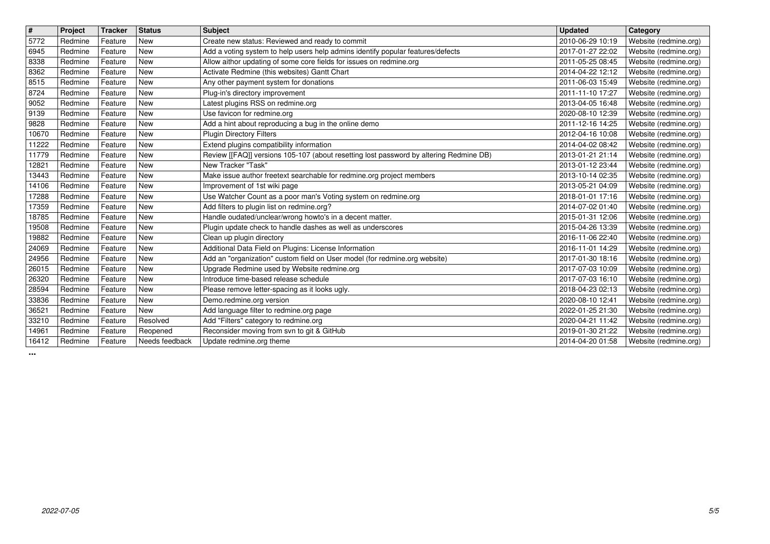| # | Project | Tracker | Status | Subject | Updated | Category |
|---|---|---|---|---|---|---|
| 5772 | Redmine | Feature | New | Create new status: Reviewed and ready to commit | 2010-06-29 10:19 | Website (redmine.org) |
| 6945 | Redmine | Feature | New | Add a voting system to help users help admins identify popular features/defects | 2017-01-27 22:02 | Website (redmine.org) |
| 8338 | Redmine | Feature | New | Allow aithor updating of some core fields for issues on redmine.org | 2011-05-25 08:45 | Website (redmine.org) |
| 8362 | Redmine | Feature | New | Activate Redmine (this websites) Gantt Chart | 2014-04-22 12:12 | Website (redmine.org) |
| 8515 | Redmine | Feature | New | Any other payment system for donations | 2011-06-03 15:49 | Website (redmine.org) |
| 8724 | Redmine | Feature | New | Plug-in's directory improvement | 2011-11-10 17:27 | Website (redmine.org) |
| 9052 | Redmine | Feature | New | Latest plugins RSS on redmine.org | 2013-04-05 16:48 | Website (redmine.org) |
| 9139 | Redmine | Feature | New | Use favicon for redmine.org | 2020-08-10 12:39 | Website (redmine.org) |
| 9828 | Redmine | Feature | New | Add a hint about reproducing a bug in the online demo | 2011-12-16 14:25 | Website (redmine.org) |
| 10670 | Redmine | Feature | New | Plugin Directory Filters | 2012-04-16 10:08 | Website (redmine.org) |
| 11222 | Redmine | Feature | New | Extend plugins compatibility information | 2014-04-02 08:42 | Website (redmine.org) |
| 11779 | Redmine | Feature | New | Review [[FAQ]] versions 105-107 (about resetting lost password by altering Redmine DB) | 2013-01-21 21:14 | Website (redmine.org) |
| 12821 | Redmine | Feature | New | New Tracker "Task" | 2013-01-12 23:44 | Website (redmine.org) |
| 13443 | Redmine | Feature | New | Make issue author freetext searchable for redmine.org project members | 2013-10-14 02:35 | Website (redmine.org) |
| 14106 | Redmine | Feature | New | Improvement of 1st wiki page | 2013-05-21 04:09 | Website (redmine.org) |
| 17288 | Redmine | Feature | New | Use Watcher Count as a poor man's Voting system on redmine.org | 2018-01-01 17:16 | Website (redmine.org) |
| 17359 | Redmine | Feature | New | Add filters to plugin list on redmine.org? | 2014-07-02 01:40 | Website (redmine.org) |
| 18785 | Redmine | Feature | New | Handle oudated/unclear/wrong howto's in a decent matter. | 2015-01-31 12:06 | Website (redmine.org) |
| 19508 | Redmine | Feature | New | Plugin update check to handle dashes as well as underscores | 2015-04-26 13:39 | Website (redmine.org) |
| 19882 | Redmine | Feature | New | Clean up plugin directory | 2016-11-06 22:40 | Website (redmine.org) |
| 24069 | Redmine | Feature | New | Additional Data Field on Plugins: License Information | 2016-11-01 14:29 | Website (redmine.org) |
| 24956 | Redmine | Feature | New | Add an "organization" custom field on User model (for redmine.org website) | 2017-01-30 18:16 | Website (redmine.org) |
| 26015 | Redmine | Feature | New | Upgrade Redmine used by Website redmine.org | 2017-07-03 10:09 | Website (redmine.org) |
| 26320 | Redmine | Feature | New | Introduce time-based release schedule | 2017-07-03 16:10 | Website (redmine.org) |
| 28594 | Redmine | Feature | New | Please remove letter-spacing as it looks ugly. | 2018-04-23 02:13 | Website (redmine.org) |
| 33836 | Redmine | Feature | New | Demo.redmine.org version | 2020-08-10 12:41 | Website (redmine.org) |
| 36521 | Redmine | Feature | New | Add language filter to redmine.org page | 2022-01-25 21:30 | Website (redmine.org) |
| 33210 | Redmine | Feature | Resolved | Add "Filters" category to redmine.org | 2020-04-21 11:42 | Website (redmine.org) |
| 14961 | Redmine | Feature | Reopened | Reconsider moving from svn to git & GitHub | 2019-01-30 21:22 | Website (redmine.org) |
| 16412 | Redmine | Feature | Needs feedback | Update redmine.org theme | 2014-04-20 01:58 | Website (redmine.org) |

...